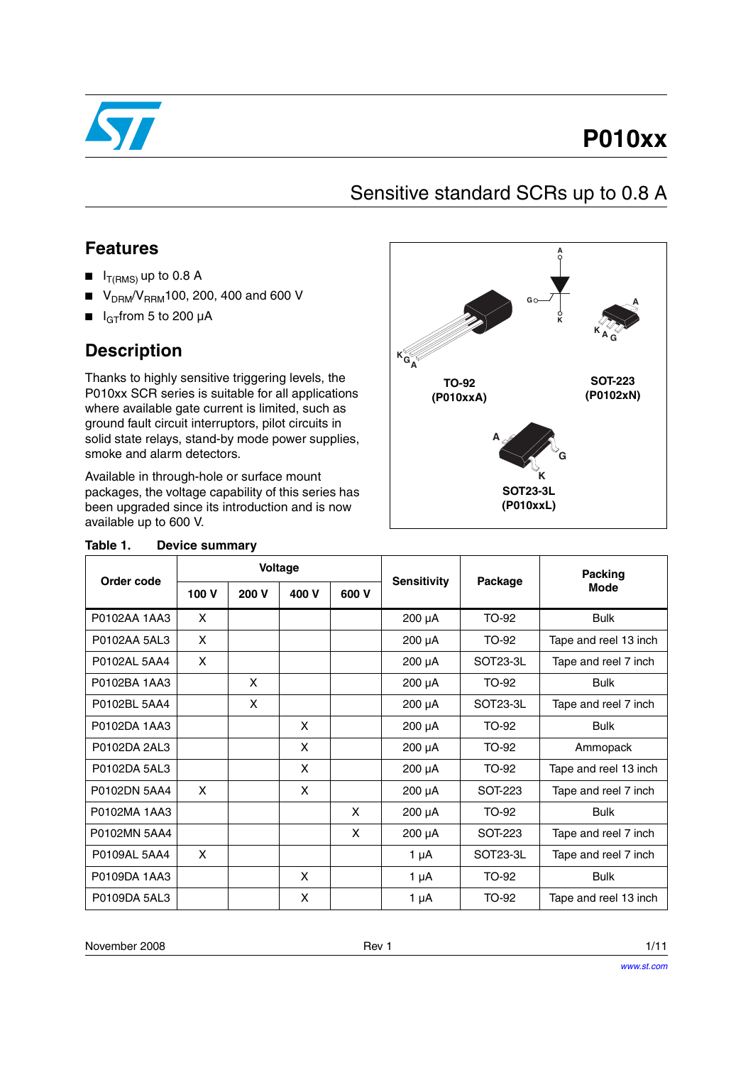# P010xx

## Sensitive standard SCRs up to 0.8 A

### Features

- $I_{T(RMS)}$ up to 0.8 A
- $V_{DRM}/V_{RRM}$ 100, 200, 400 and 600 V
- $I_{GT}$ from 5 to 200 µA

### Description

Thanks to highly sensitive triggering levels, the P010xx SCR series is suitable for all applications where available gate current is limited, such as ground fault circuit interruptors, pilot circuits in solid state relays, stand-by mode power supplies, smoke and alarm detectors.

Available in through-hole or surface mount packages, the voltage capability of this series has been upgraded since its introduction and is now available up to 600 V.

TO-92 (P010xxA)

SOT-223 (P0102xN)

SOT23-3L (P010xxL)

**Table 1. Device summary**

| Order code | Voltage | | | | Sensitivity | Package | Packing Mode |
|---|---|---|---|---|---|---|---|
| | 100 V | 200 V | 400 V | 600 V | | | |
| P0102AA 1AA3 | X | | | | 200 µA | TO-92 | Bulk |
| P0102AA 5AL3 | X | | | | 200 µA | TO-92 | Tape and reel 13 inch |
| P0102AL 5AA4 | X | | | | 200 µA | SOT23-3L | Tape and reel 7 inch |
| P0102BA 1AA3 | | X | | | 200 µA | TO-92 | Bulk |
| P0102BL 5AA4 | | X | | | 200 µA | SOT23-3L | Tape and reel 7 inch |
| P0102DA 1AA3 | | | X | | 200 µA | TO-92 | Bulk |
| P0102DA 2AL3 | | | X | | 200 µA | TO-92 | Ammopack |
| P0102DA 5AL3 | | | X | | 200 µA | TO-92 | Tape and reel 13 inch |
| P0102DN 5AA4 | X | | X | | 200 µA | SOT-223 | Tape and reel 7 inch |
| P0102MA 1AA3 | | | | X | 200 µA | TO-92 | Bulk |
| P0102MN 5AA4 | | | | X | 200 µA | SOT-223 | Tape and reel 7 inch |
| P0109AL 5AA4 | X | | | | 1 µA | SOT23-3L | Tape and reel 7 inch |
| P0109DA 1AA3 | | | X | | 1 µA | TO-92 | Bulk |
| P0109DA 5AL3 | | | X | | 1 µA | TO-92 | Tape and reel 13 inch |

November 2008 Rev 1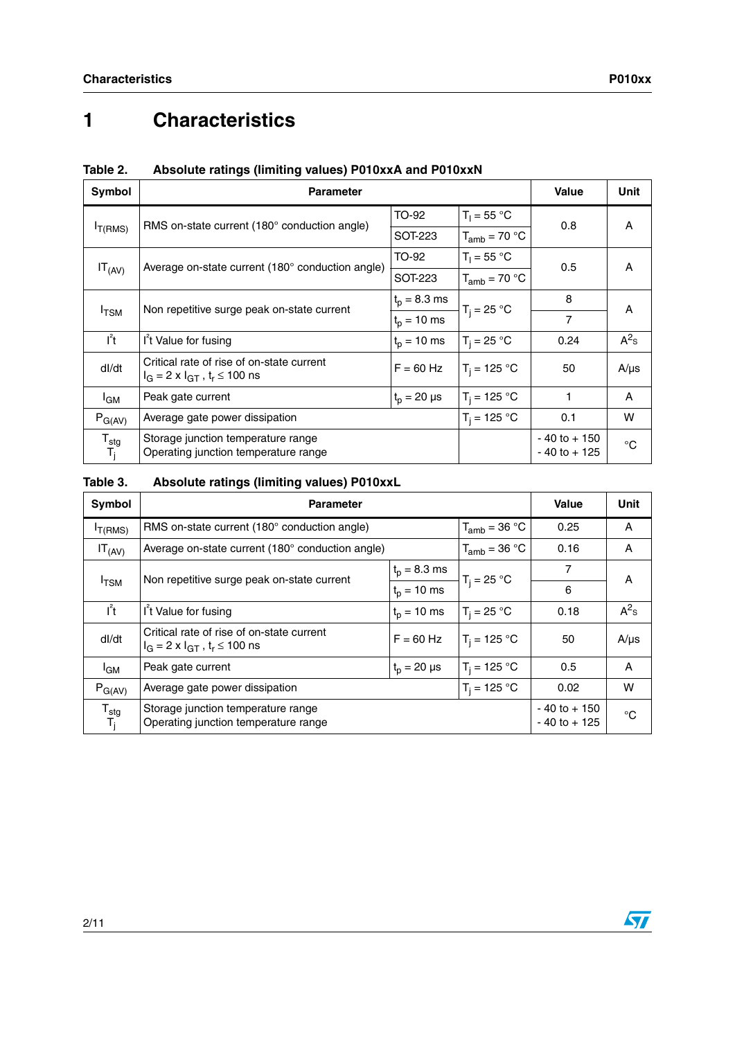# 1 Characteristics

**Table 2. Absolute ratings (limiting values) P010xxA and P010xxN**

| Symbol | Parameter | | | Value | Unit |
|---|---|---|---|---|---|
| $I_{T(RMS)}$ | RMS on-state current (180° conduction angle) | TO-92 | $T_l$ = 55 °C | 0.8 | A |
| | | SOT-223 | $T_{amb}$ = 70 °C | | |
| $IT_{(AV)}$ | Average on-state current (180° conduction angle) | TO-92 | $T_l$ = 55 °C | 0.5 | A |
| | | SOT-223 | $T_{amb}$ = 70 °C | | |
| $I_{TSM}$ | Non repetitive surge peak on-state current | $t_p$ = 8.3 ms | $T_j$ = 25 °C | 8 | A |
| | | $t_p$ = 10 ms | | 7 | |
| $I^2t$ | $I^2t$ Value for fusing | $t_p$ = 10 ms | $T_j$ = 25 °C | 0.24 | $A^2s$ |
| dI/dt | Critical rate of rise of on-state current $I_G = 2 \times I_{GT}$ , $t_r \leq 100$ ns | F = 60 Hz | $T_j$ = 125 °C | 50 | A/µs |
| $I_{GM}$ | Peak gate current | $t_p$ = 20 µs | $T_j$ = 125 °C | 1 | A |
| $P_{G(AV)}$ | Average gate power dissipation | | $T_j$ = 125 °C | 0.1 | W |
| $T_{stg}$ $T_j$ | Storage junction temperature range Operating junction temperature range | | | - 40 to + 150 - 40 to + 125 | °C |

**Table 3. Absolute ratings (limiting values) P010xxL**

| Symbol | Parameter | | | Value | Unit |
|---|---|---|---|---|---|
| $I_{T(RMS)}$ | RMS on-state current (180° conduction angle) | | $T_{amb}$ = 36 °C | 0.25 | A |
| $IT_{(AV)}$ | Average on-state current (180° conduction angle) | | $T_{amb}$ = 36 °C | 0.16 | A |
| $I_{TSM}$ | Non repetitive surge peak on-state current | $t_p$ = 8.3 ms | $T_j$ = 25 °C | 7 | A |
| | | $t_p$ = 10 ms | | 6 | |
| $I^2t$ | $I^2t$ Value for fusing | $t_p$ = 10 ms | $T_j$ = 25 °C | 0.18 | $A^2s$ |
| dI/dt | Critical rate of rise of on-state current $I_G = 2 \times I_{GT}$ , $t_r \leq 100$ ns | F = 60 Hz | $T_j$ = 125 °C | 50 | A/µs |
| $I_{GM}$ | Peak gate current | $t_p$ = 20 µs | $T_j$ = 125 °C | 0.5 | A |
| $P_{G(AV)}$ | Average gate power dissipation | | $T_j$ = 125 °C | 0.02 | W |
| $T_{stg}$ $T_j$ | Storage junction temperature range Operating junction temperature range | | | - 40 to + 150 - 40 to + 125 | °C |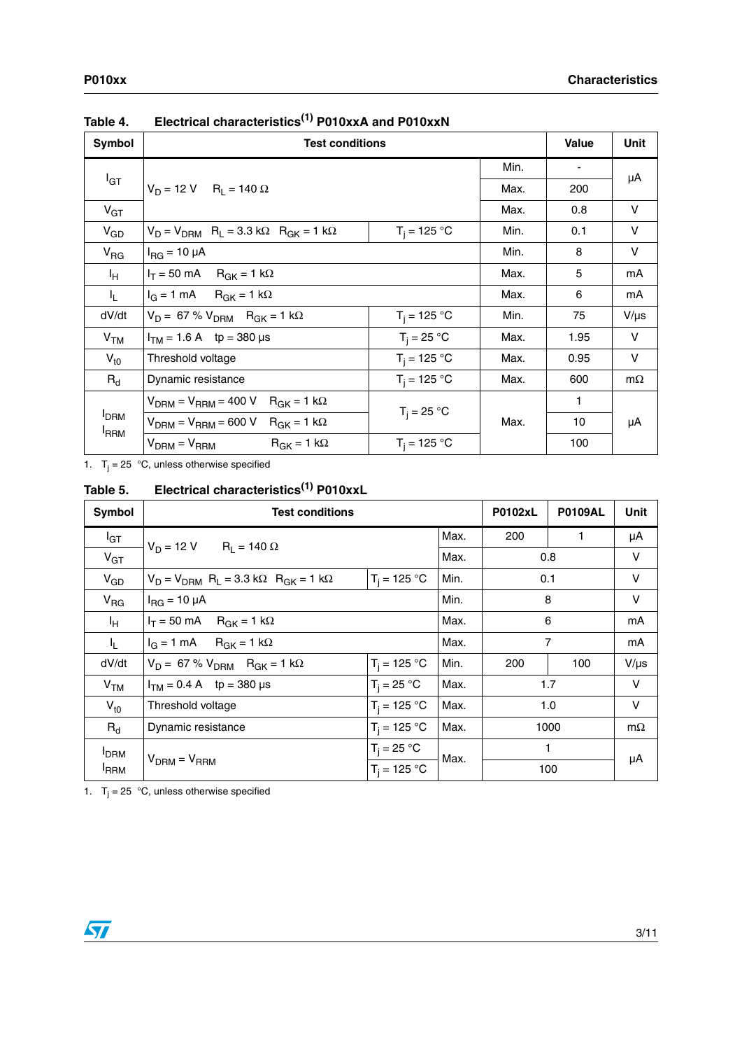Table 4. Electrical characteristics[1] P010xxA and P010xxN

| Symbol | Test conditions | | | Value | Unit |
|---|---|---|---|---|---|
| $I_{GT}$ | $V_D$ = 12 V  $R_L$ = 140 Ω | | Min. | - | µA |
| | | | Max. | 200 | |
| $V_{GT}$ | | | Max. | 0.8 | V |
| $V_{GD}$ | $V_D$ = $V_{DRM}$  $R_L$ = 3.3 kΩ  $R_{GK}$ = 1 kΩ | $T_j$ = 125 °C | Min. | 0.1 | V |
| $V_{RG}$ | $I_{RG}$ = 10 µA | | Min. | 8 | V |
| $I_H$ | $I_T$ = 50 mA  $R_{GK}$ = 1 kΩ | | Max. | 5 | mA |
| $I_L$ | $I_G$ = 1 mA  $R_{GK}$ = 1 kΩ | | Max. | 6 | mA |
| dV/dt | $V_D$ = 67 % $V_{DRM}$  $R_{GK}$ = 1 kΩ | $T_j$ = 125 °C | Min. | 75 | V/µs |
| $V_{TM}$ | $I_{TM}$ = 1.6 A  tp = 380 µs | $T_j$ = 25 °C | Max. | 1.95 | V |
| $V_{t0}$ | Threshold voltage | $T_j$ = 125 °C | Max. | 0.95 | V |
| $R_d$ | Dynamic resistance | $T_j$ = 125 °C | Max. | 600 | mΩ |
| $I_{DRM}$ $I_{RRM}$ | $V_{DRM}$ = $V_{RRM}$ = 400 V  $R_{GK}$ = 1 kΩ | $T_j$ = 25 °C | Max. | 1 | µA |
| | $V_{DRM}$ = $V_{RRM}$ = 600 V  $R_{GK}$ = 1 kΩ | | | 10 | |
| | $V_{DRM}$ = $V_{RRM}$  $R_{GK}$ = 1 kΩ | $T_j$ = 125 °C | | 100 | |

1. $T_j$ = 25 °C, unless otherwise specified

Table 5. Electrical characteristics[1] P010xxL

| Symbol | Test conditions | | | P0102xL | P0109AL | Unit |
|---|---|---|---|---|---|---|
| $I_{GT}$ | $V_D$ = 12 V  $R_L$ = 140 Ω | | Max. | 200 | 1 | µA |
| $V_{GT}$ | | | Max. | 0.8 | | V |
| $V_{GD}$ | $V_D$ = $V_{DRM}$  $R_L$ = 3.3 kΩ  $R_{GK}$ = 1 kΩ | $T_j$ = 125 °C | Min. | 0.1 | | V |
| $V_{RG}$ | $I_{RG}$ = 10 µA | | Min. | 8 | | V |
| $I_H$ | $I_T$ = 50 mA  $R_{GK}$ = 1 kΩ | | Max. | 6 | | mA |
| $I_L$ | $I_G$ = 1 mA  $R_{GK}$ = 1 kΩ | | Max. | 7 | | mA |
| dV/dt | $V_D$ = 67 % $V_{DRM}$  $R_{GK}$ = 1 kΩ | $T_j$ = 125 °C | Min. | 200 | 100 | V/µs |
| $V_{TM}$ | $I_{TM}$ = 0.4 A  tp = 380 µs | $T_j$ = 25 °C | Max. | 1.7 | | V |
| $V_{t0}$ | Threshold voltage | $T_j$ = 125 °C | Max. | 1.0 | | V |
| $R_d$ | Dynamic resistance | $T_j$ = 125 °C | Max. | 1000 | | mΩ |
| $I_{DRM}$ $I_{RRM}$ | $V_{DRM}$ = $V_{RRM}$ | $T_j$ = 25 °C | Max. | 1 | | µA |
| | | $T_j$ = 125 °C | | 100 | | |

1. $T_j$ = 25 °C, unless otherwise specified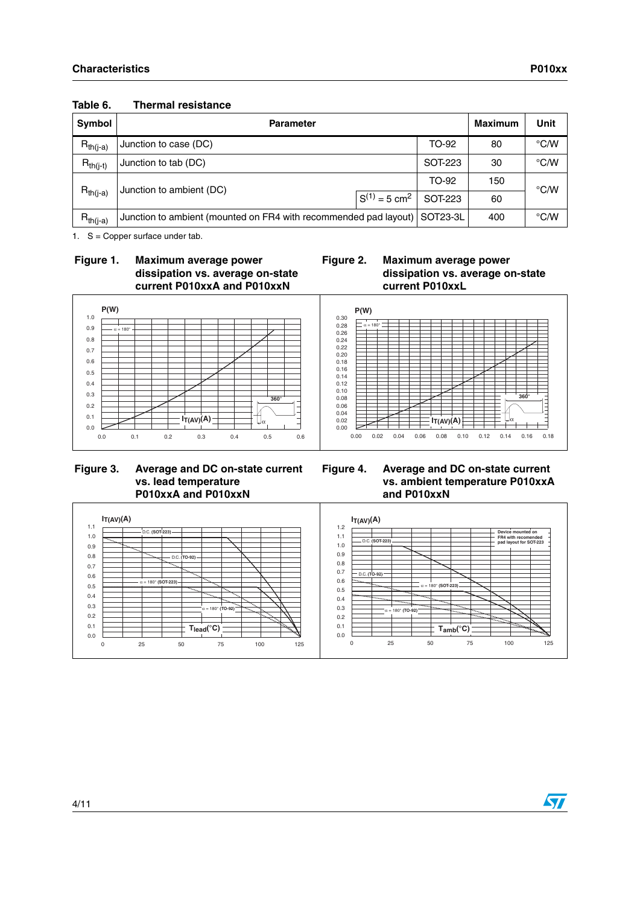**Table 6. Thermal resistance**

| Symbol | Parameter | | | Maximum | Unit |
|---|---|---|---|---|---|
| $R_{th(j-a)}$ | Junction to case (DC) | | TO-92 | 80 | °C/W |
| $R_{th(j-t)}$ | Junction to tab (DC) | | SOT-223 | 30 | °C/W |
| $R_{th(j-a)}$ | Junction to ambient (DC) | | TO-92 | 150 | °C/W |
| | | $S^{(1)} = 5\ cm^2$ | SOT-223 | 60 | |
| $R_{th(j-a)}$ | Junction to ambient (mounted on FR4 with recommended pad layout) | | SOT23-3L | 400 | °C/W |

1. S = Copper surface under tab.

**Figure 1. Maximum average power dissipation vs. average on-state current P010xxA and P010xxN**

**Figure 2. Maximum average power dissipation vs. average on-state current P010xxL**

**Figure 3. Average and DC on-state current vs. lead temperature P010xxA and P010xxN**

**Figure 4. Average and DC on-state current vs. ambient temperature P010xxA and P010xxN**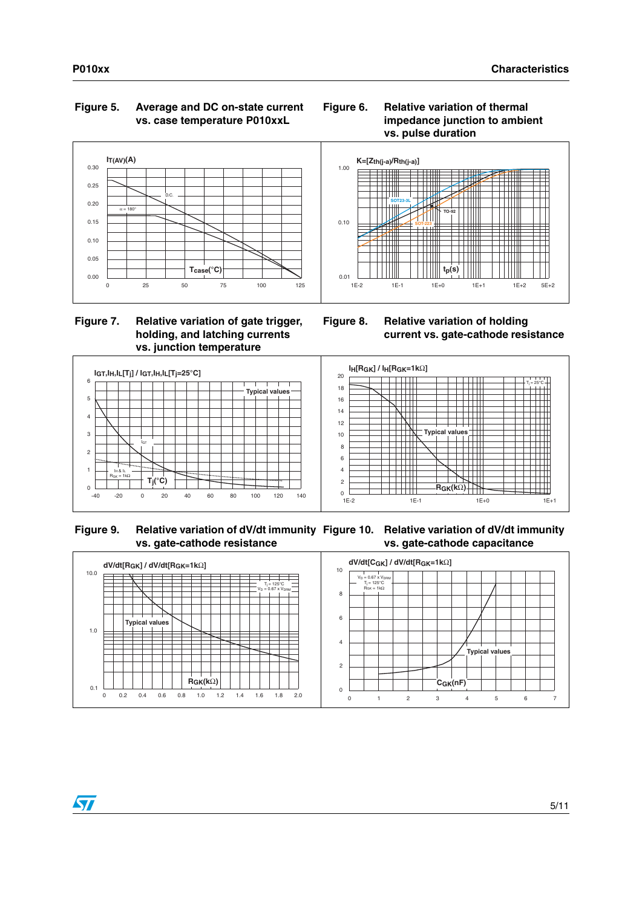**Figure 5. Average and DC on-state current vs. case temperature P010xxL**

**Figure 6. Relative variation of thermal impedance junction to ambient vs. pulse duration**

**Figure 7. Relative variation of gate trigger, holding, and latching currents vs. junction temperature**

**Figure 8. Relative variation of holding current vs. gate-cathode resistance**

**Figure 9. Relative variation of dV/dt immunity vs. gate-cathode resistance**

**Figure 10. Relative variation of dV/dt immunity vs. gate-cathode capacitance**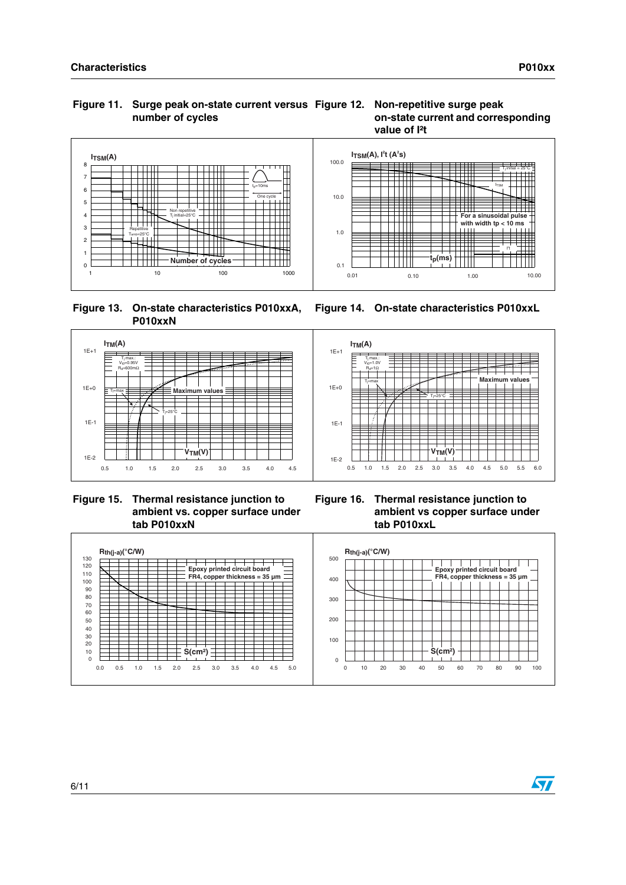**Figure 11. Surge peak on-state current versus number of cycles**

**Figure 12. Non-repetitive surge peak on-state current and corresponding value of I²t**

**Figure 13. On-state characteristics P010xxA, P010xxN**

**Figure 14. On-state characteristics P010xxL**

**Figure 15. Thermal resistance junction to ambient vs. copper surface under tab P010xxN**

**Figure 16. Thermal resistance junction to ambient vs copper surface under tab P010xxL**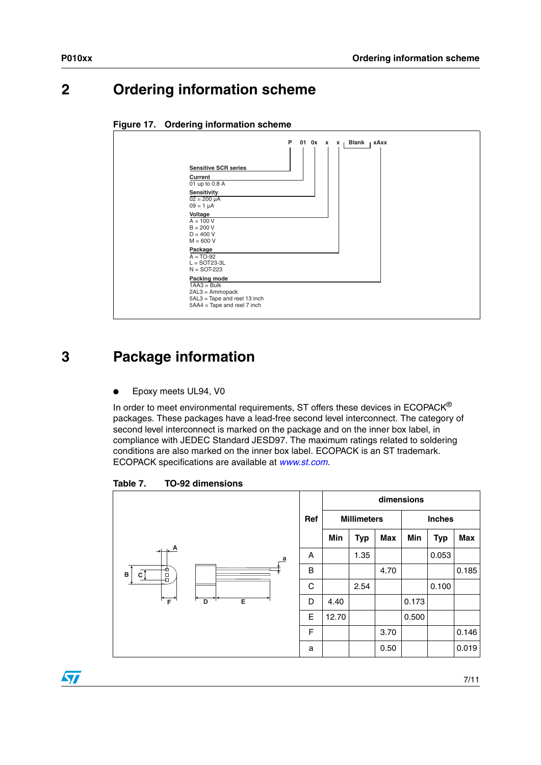# 2 Ordering information scheme

**Figure 17. Ordering information scheme**

P 01 0x x x Blank xAxx

- **Sensitive SCR series**
- **Current**
  - 01 up to 0.8 A
- **Sensitivity**
  - 02 = 200 µA
  - 09 = 1 µA
- **Voltage**
  - A = 100 V
  - B = 200 V
  - D = 400 V
  - M = 600 V
- **Package**
  - A = TO-92
  - L = SOT23-3L
  - N = SOT-223
- **Packing mode**
  - 1AA3 = Bulk
  - 2AL3 = Ammopack
  - 5AL3 = Tape and reel 13 inch
  - 5AA4 = Tape and reel 7 inch

# 3 Package information

- Epoxy meets UL94, V0

In order to meet environmental requirements, ST offers these devices in ECOPACK® packages. These packages have a lead-free second level interconnect. The category of second level interconnect is marked on the package and on the inner box label, in compliance with JEDEC Standard JESD97. The maximum ratings related to soldering conditions are also marked on the inner box label. ECOPACK is an ST trademark. ECOPACK specifications are available at *www.st.com*.

**Table 7. TO-92 dimensions**

| Ref | dimensions | | | | | |
|---|---|---|---|---|---|---|
| | Millimeters | | | Inches | | |
| | Min | Typ | Max | Min | Typ | Max |
| A | | 1.35 | | | 0.053 | |
| B | | | 4.70 | | | 0.185 |
| C | | 2.54 | | | 0.100 | |
| D | 4.40 | | | 0.173 | | |
| E | 12.70 | | | 0.500 | | |
| F | | | 3.70 | | | 0.146 |
| a | | | 0.50 | | | 0.019 |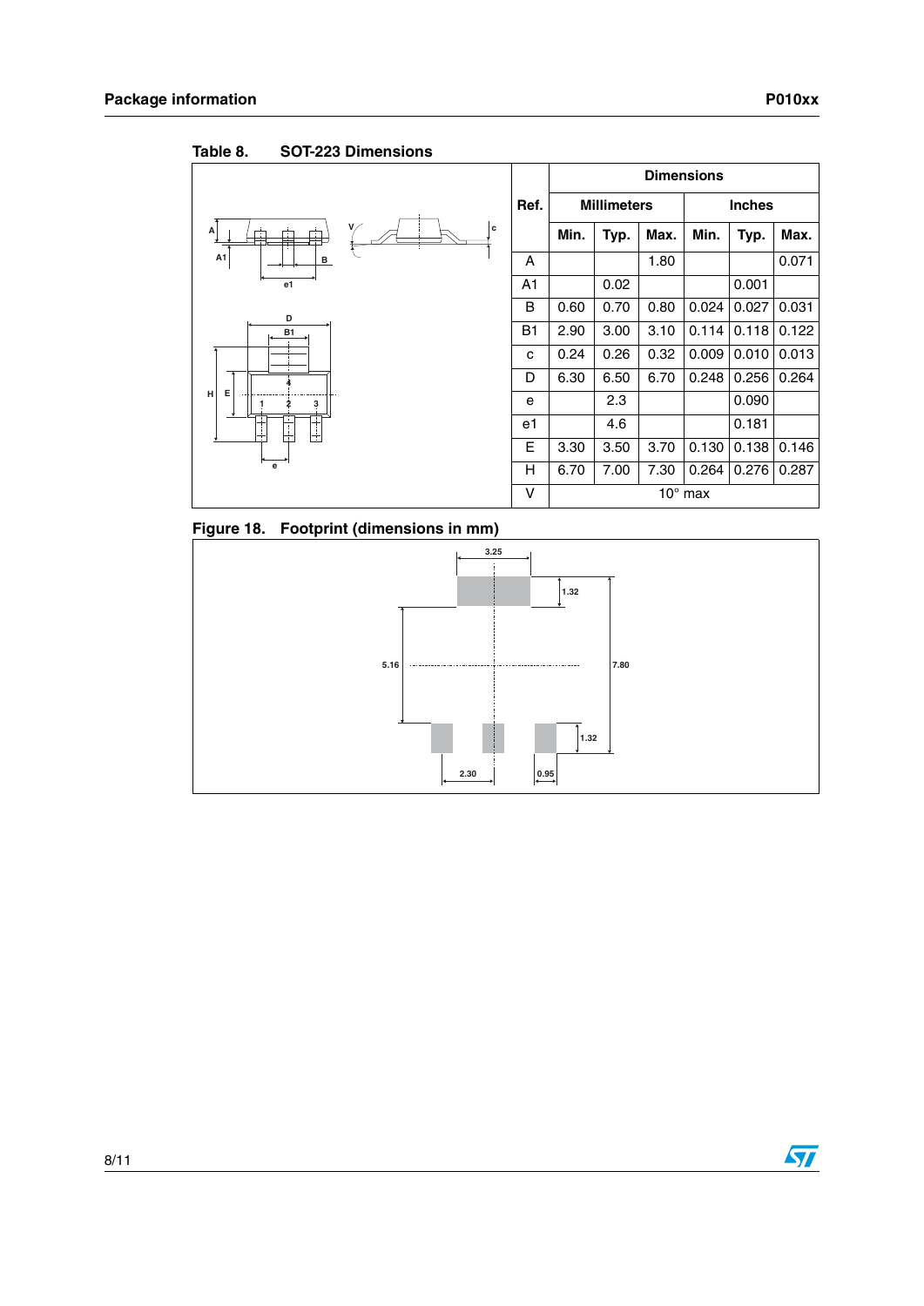Table 8. SOT-223 Dimensions

| Ref. | Dimensions | | | | | |
|---|---|---|---|---|---|---|
| | Millimeters | | | Inches | | |
| | Min. | Typ. | Max. | Min. | Typ. | Max. |
| A | | | 1.80 | | | 0.071 |
| A1 | | 0.02 | | | 0.001 | |
| B | 0.60 | 0.70 | 0.80 | 0.024 | 0.027 | 0.031 |
| B1 | 2.90 | 3.00 | 3.10 | 0.114 | 0.118 | 0.122 |
| c | 0.24 | 0.26 | 0.32 | 0.009 | 0.010 | 0.013 |
| D | 6.30 | 6.50 | 6.70 | 0.248 | 0.256 | 0.264 |
| e | | 2.3 | | | 0.090 | |
| e1 | | 4.6 | | | 0.181 | |
| E | 3.30 | 3.50 | 3.70 | 0.130 | 0.138 | 0.146 |
| H | 6.70 | 7.00 | 7.30 | 0.264 | 0.276 | 0.287 |
| V | 10° max | | | | | |

Figure 18. Footprint (dimensions in mm)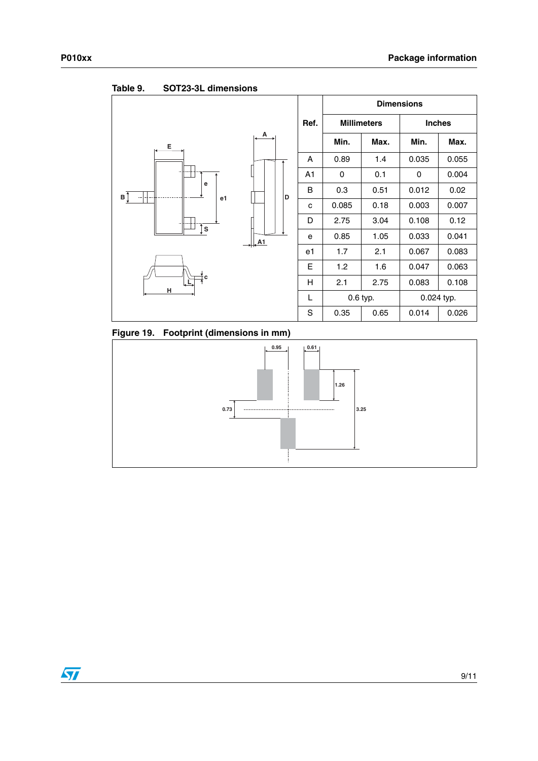Table 9. SOT23-3L dimensions

| Ref. | Dimensions | | | |
|---|---|---|---|---|
| | Millimeters | | Inches | |
| | Min. | Max. | Min. | Max. |
| A | 0.89 | 1.4 | 0.035 | 0.055 |
| A1 | 0 | 0.1 | 0 | 0.004 |
| B | 0.3 | 0.51 | 0.012 | 0.02 |
| c | 0.085 | 0.18 | 0.003 | 0.007 |
| D | 2.75 | 3.04 | 0.108 | 0.12 |
| e | 0.85 | 1.05 | 0.033 | 0.041 |
| e1 | 1.7 | 2.1 | 0.067 | 0.083 |
| E | 1.2 | 1.6 | 0.047 | 0.063 |
| H | 2.1 | 2.75 | 0.083 | 0.108 |
| L | 0.6 typ. | | 0.024 typ. | |
| S | 0.35 | 0.65 | 0.014 | 0.026 |

Figure 19. Footprint (dimensions in mm)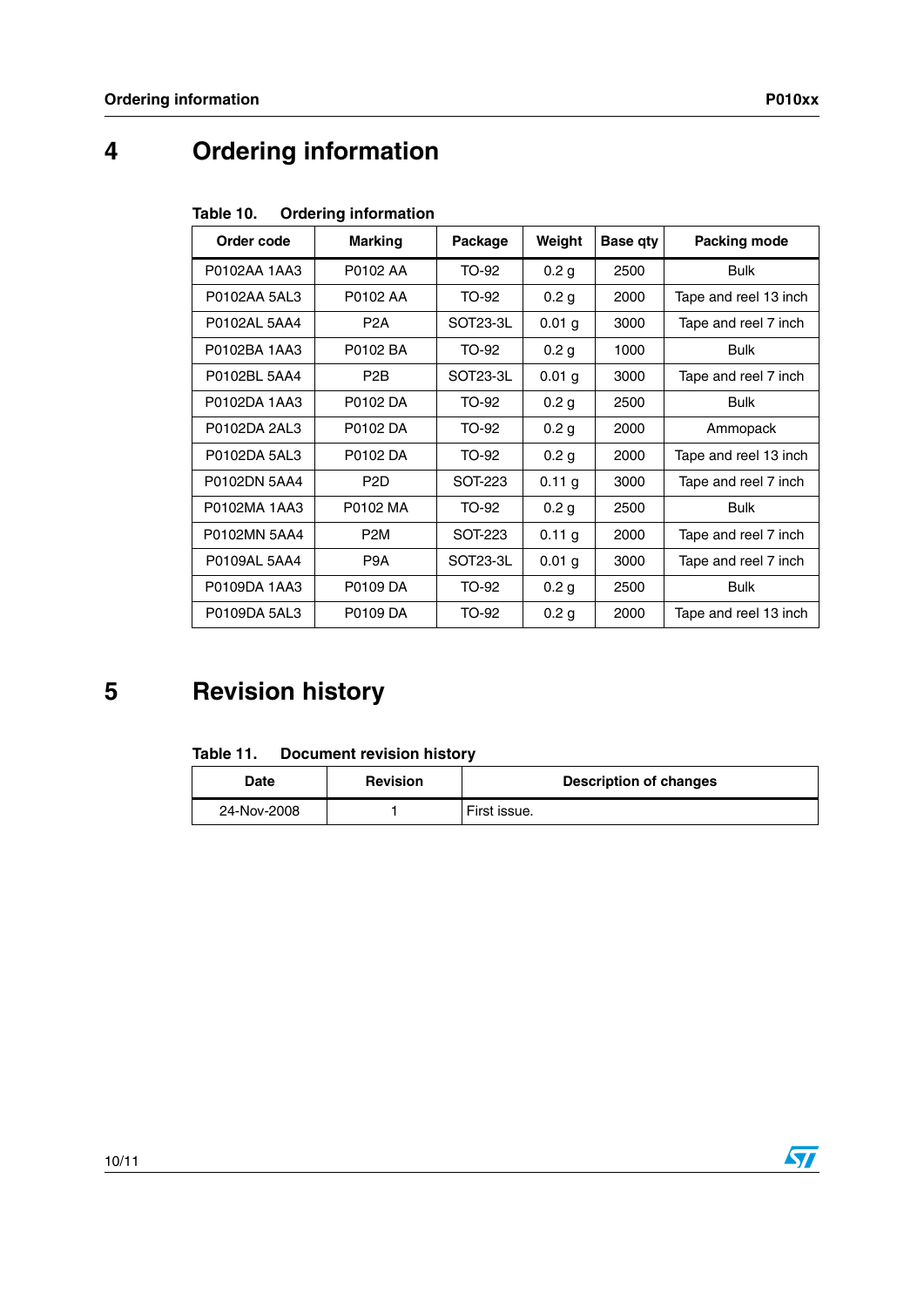# 4 Ordering information

Table 10. Ordering information

| Order code | Marking | Package | Weight | Base qty | Packing mode |
|---|---|---|---|---|---|
| P0102AA 1AA3 | P0102 AA | TO-92 | 0.2 g | 2500 | Bulk |
| P0102AA 5AL3 | P0102 AA | TO-92 | 0.2 g | 2000 | Tape and reel 13 inch |
| P0102AL 5AA4 | P2A | SOT23-3L | 0.01 g | 3000 | Tape and reel 7 inch |
| P0102BA 1AA3 | P0102 BA | TO-92 | 0.2 g | 1000 | Bulk |
| P0102BL 5AA4 | P2B | SOT23-3L | 0.01 g | 3000 | Tape and reel 7 inch |
| P0102DA 1AA3 | P0102 DA | TO-92 | 0.2 g | 2500 | Bulk |
| P0102DA 2AL3 | P0102 DA | TO-92 | 0.2 g | 2000 | Ammopack |
| P0102DA 5AL3 | P0102 DA | TO-92 | 0.2 g | 2000 | Tape and reel 13 inch |
| P0102DN 5AA4 | P2D | SOT-223 | 0.11 g | 3000 | Tape and reel 7 inch |
| P0102MA 1AA3 | P0102 MA | TO-92 | 0.2 g | 2500 | Bulk |
| P0102MN 5AA4 | P2M | SOT-223 | 0.11 g | 2000 | Tape and reel 7 inch |
| P0109AL 5AA4 | P9A | SOT23-3L | 0.01 g | 3000 | Tape and reel 7 inch |
| P0109DA 1AA3 | P0109 DA | TO-92 | 0.2 g | 2500 | Bulk |
| P0109DA 5AL3 | P0109 DA | TO-92 | 0.2 g | 2000 | Tape and reel 13 inch |

# 5 Revision history

Table 11. Document revision history

| Date | Revision | Description of changes |
|---|---|---|
| 24-Nov-2008 | 1 | First issue. |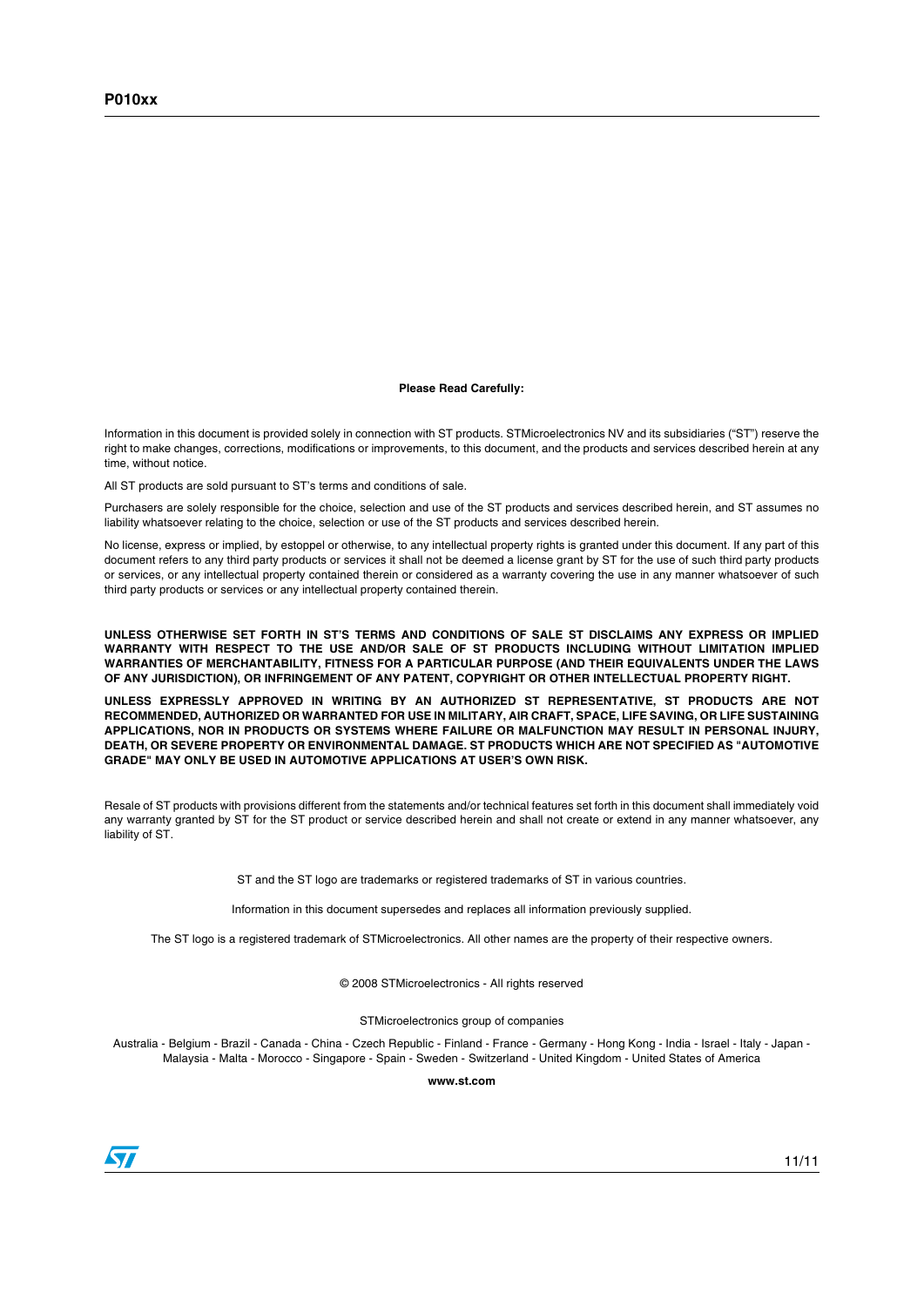**Please Read Carefully:**

Information in this document is provided solely in connection with ST products. STMicroelectronics NV and its subsidiaries ("ST") reserve the right to make changes, corrections, modifications or improvements, to this document, and the products and services described herein at any time, without notice.

All ST products are sold pursuant to ST's terms and conditions of sale.

Purchasers are solely responsible for the choice, selection and use of the ST products and services described herein, and ST assumes no liability whatsoever relating to the choice, selection or use of the ST products and services described herein.

No license, express or implied, by estoppel or otherwise, to any intellectual property rights is granted under this document. If any part of this document refers to any third party products or services it shall not be deemed a license grant by ST for the use of such third party products or services, or any intellectual property contained therein or considered as a warranty covering the use in any manner whatsoever of such third party products or services or any intellectual property contained therein.

**UNLESS OTHERWISE SET FORTH IN ST'S TERMS AND CONDITIONS OF SALE ST DISCLAIMS ANY EXPRESS OR IMPLIED WARRANTY WITH RESPECT TO THE USE AND/OR SALE OF ST PRODUCTS INCLUDING WITHOUT LIMITATION IMPLIED WARRANTIES OF MERCHANTABILITY, FITNESS FOR A PARTICULAR PURPOSE (AND THEIR EQUIVALENTS UNDER THE LAWS OF ANY JURISDICTION), OR INFRINGEMENT OF ANY PATENT, COPYRIGHT OR OTHER INTELLECTUAL PROPERTY RIGHT.**

**UNLESS EXPRESSLY APPROVED IN WRITING BY AN AUTHORIZED ST REPRESENTATIVE, ST PRODUCTS ARE NOT RECOMMENDED, AUTHORIZED OR WARRANTED FOR USE IN MILITARY, AIR CRAFT, SPACE, LIFE SAVING, OR LIFE SUSTAINING APPLICATIONS, NOR IN PRODUCTS OR SYSTEMS WHERE FAILURE OR MALFUNCTION MAY RESULT IN PERSONAL INJURY, DEATH, OR SEVERE PROPERTY OR ENVIRONMENTAL DAMAGE. ST PRODUCTS WHICH ARE NOT SPECIFIED AS "AUTOMOTIVE GRADE" MAY ONLY BE USED IN AUTOMOTIVE APPLICATIONS AT USER'S OWN RISK.**

Resale of ST products with provisions different from the statements and/or technical features set forth in this document shall immediately void any warranty granted by ST for the ST product or service described herein and shall not create or extend in any manner whatsoever, any liability of ST.

ST and the ST logo are trademarks or registered trademarks of ST in various countries.

Information in this document supersedes and replaces all information previously supplied.

The ST logo is a registered trademark of STMicroelectronics. All other names are the property of their respective owners.

© 2008 STMicroelectronics - All rights reserved

STMicroelectronics group of companies

Australia - Belgium - Brazil - Canada - China - Czech Republic - Finland - France - Germany - Hong Kong - India - Israel - Italy - Japan - Malaysia - Malta - Morocco - Singapore - Spain - Sweden - Switzerland - United Kingdom - United States of America

**www.st.com**